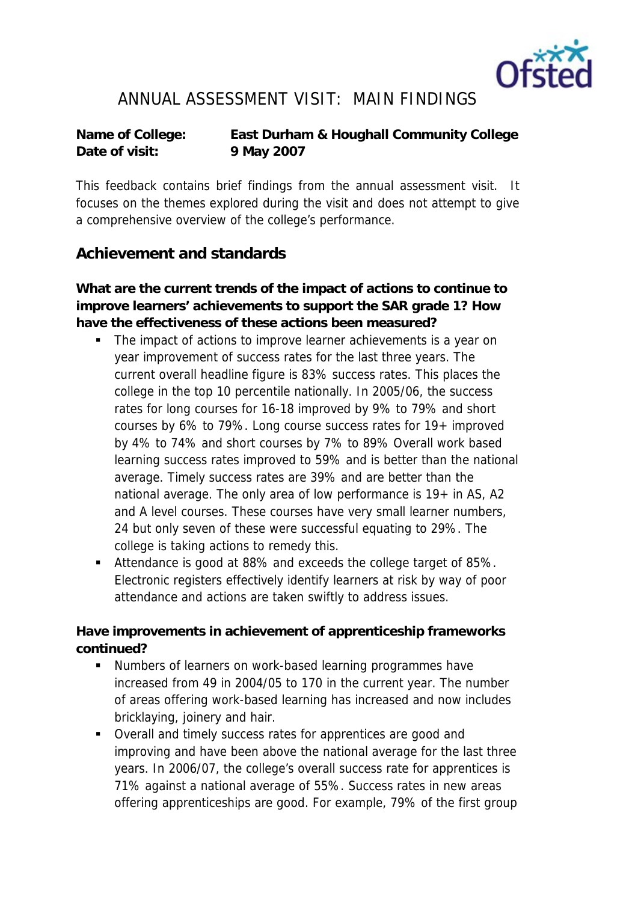# ANNUAL ASSESSMENT VISIT: MAIN FINDINGS

**Name of College:** **East Durham & Houghall Community College**
**Date of visit:** **9 May 2007**

This feedback contains brief findings from the annual assessment visit. It focuses on the themes explored during the visit and does not attempt to give a comprehensive overview of the college's performance.

## Achievement and standards

**What are the current trends of the impact of actions to continue to improve learners' achievements to support the SAR grade 1? How have the effectiveness of these actions been measured?**

- The impact of actions to improve learner achievements is a year on year improvement of success rates for the last three years. The current overall headline figure is 83% success rates. This places the college in the top 10 percentile nationally. In 2005/06, the success rates for long courses for 16-18 improved by 9% to 79% and short courses by 6% to 79%. Long course success rates for 19+ improved by 4% to 74% and short courses by 7% to 89% Overall work based learning success rates improved to 59% and is better than the national average. Timely success rates are 39% and are better than the national average. The only area of low performance is 19+ in AS, A2 and A level courses. These courses have very small learner numbers, 24 but only seven of these were successful equating to 29%. The college is taking actions to remedy this.
- Attendance is good at 88% and exceeds the college target of 85%. Electronic registers effectively identify learners at risk by way of poor attendance and actions are taken swiftly to address issues.

**Have improvements in achievement of apprenticeship frameworks continued?**

- Numbers of learners on work-based learning programmes have increased from 49 in 2004/05 to 170 in the current year. The number of areas offering work-based learning has increased and now includes bricklaying, joinery and hair.
- Overall and timely success rates for apprentices are good and improving and have been above the national average for the last three years. In 2006/07, the college's overall success rate for apprentices is 71% against a national average of 55%. Success rates in new areas offering apprenticeships are good. For example, 79% of the first group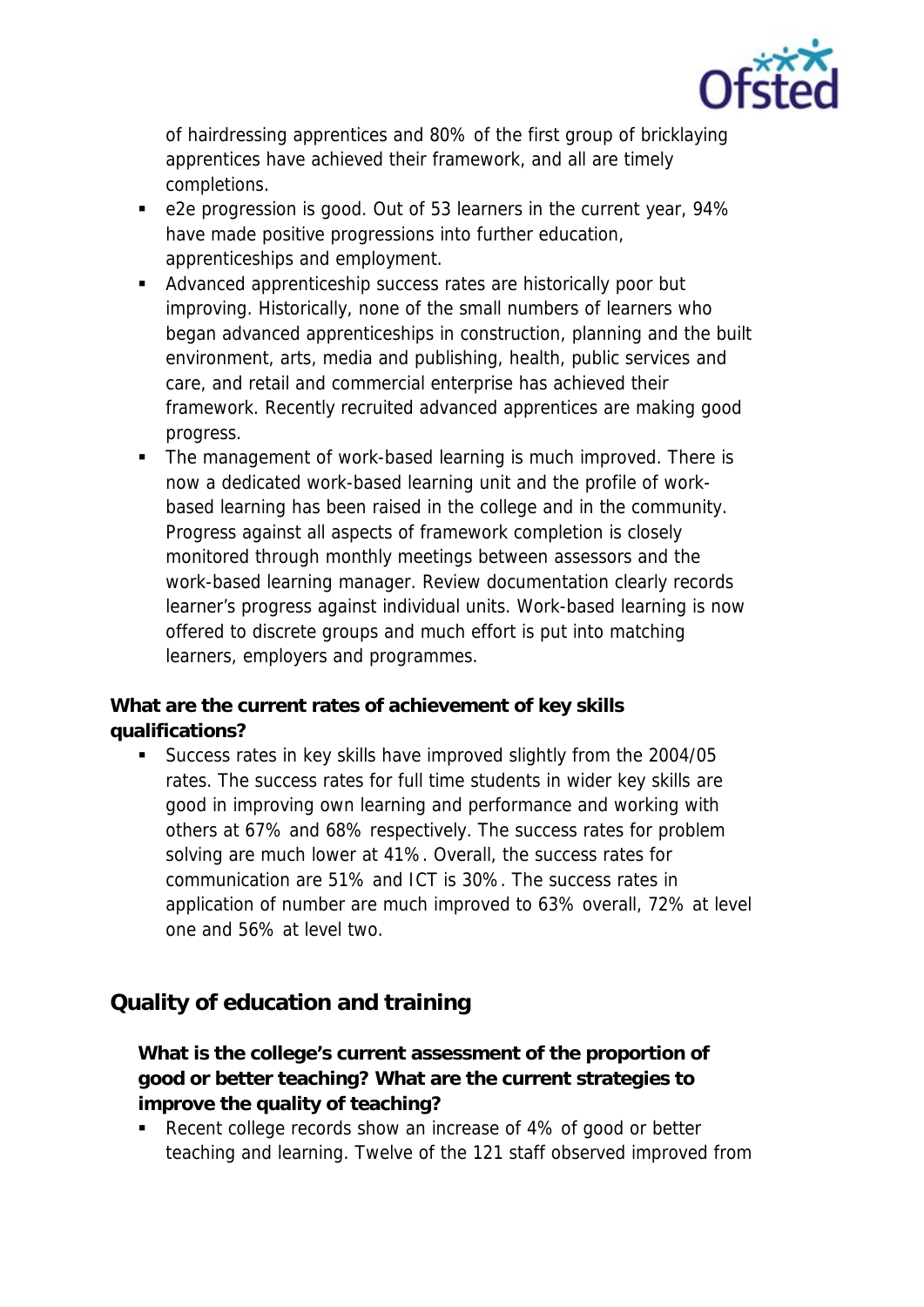of hairdressing apprentices and 80% of the first group of bricklaying apprentices have achieved their framework, and all are timely completions.

- e2e progression is good. Out of 53 learners in the current year, 94% have made positive progressions into further education, apprenticeships and employment.
- Advanced apprenticeship success rates are historically poor but improving. Historically, none of the small numbers of learners who began advanced apprenticeships in construction, planning and the built environment, arts, media and publishing, health, public services and care, and retail and commercial enterprise has achieved their framework. Recently recruited advanced apprentices are making good progress.
- The management of work-based learning is much improved. There is now a dedicated work-based learning unit and the profile of work-based learning has been raised in the college and in the community. Progress against all aspects of framework completion is closely monitored through monthly meetings between assessors and the work-based learning manager. Review documentation clearly records learner's progress against individual units. Work-based learning is now offered to discrete groups and much effort is put into matching learners, employers and programmes.

**What are the current rates of achievement of key skills qualifications?**

- Success rates in key skills have improved slightly from the 2004/05 rates. The success rates for full time students in wider key skills are good in improving own learning and performance and working with others at 67% and 68% respectively. The success rates for problem solving are much lower at 41%. Overall, the success rates for communication are 51% and ICT is 30%. The success rates in application of number are much improved to 63% overall, 72% at level one and 56% at level two.

## Quality of education and training

**What is the college's current assessment of the proportion of good or better teaching? What are the current strategies to improve the quality of teaching?**

- Recent college records show an increase of 4% of good or better teaching and learning. Twelve of the 121 staff observed improved from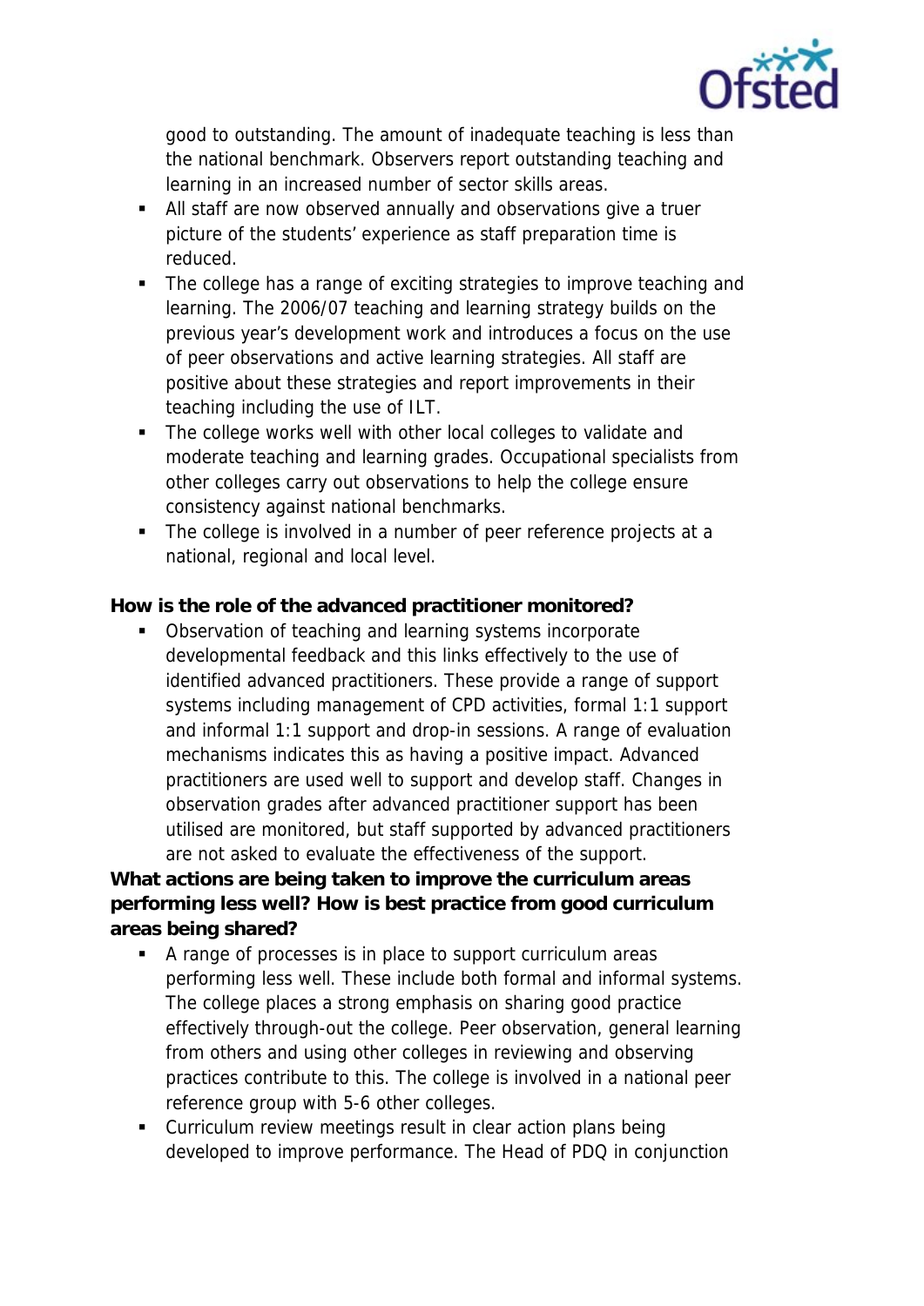good to outstanding. The amount of inadequate teaching is less than the national benchmark. Observers report outstanding teaching and learning in an increased number of sector skills areas.

- All staff are now observed annually and observations give a truer picture of the students' experience as staff preparation time is reduced.
- The college has a range of exciting strategies to improve teaching and learning. The 2006/07 teaching and learning strategy builds on the previous year's development work and introduces a focus on the use of peer observations and active learning strategies. All staff are positive about these strategies and report improvements in their teaching including the use of ILT.
- The college works well with other local colleges to validate and moderate teaching and learning grades. Occupational specialists from other colleges carry out observations to help the college ensure consistency against national benchmarks.
- The college is involved in a number of peer reference projects at a national, regional and local level.

**How is the role of the advanced practitioner monitored?**

- Observation of teaching and learning systems incorporate developmental feedback and this links effectively to the use of identified advanced practitioners. These provide a range of support systems including management of CPD activities, formal 1:1 support and informal 1:1 support and drop-in sessions. A range of evaluation mechanisms indicates this as having a positive impact. Advanced practitioners are used well to support and develop staff. Changes in observation grades after advanced practitioner support has been utilised are monitored, but staff supported by advanced practitioners are not asked to evaluate the effectiveness of the support.

**What actions are being taken to improve the curriculum areas performing less well? How is best practice from good curriculum areas being shared?**

- A range of processes is in place to support curriculum areas performing less well. These include both formal and informal systems. The college places a strong emphasis on sharing good practice effectively through-out the college. Peer observation, general learning from others and using other colleges in reviewing and observing practices contribute to this. The college is involved in a national peer reference group with 5-6 other colleges.
- Curriculum review meetings result in clear action plans being developed to improve performance. The Head of PDQ in conjunction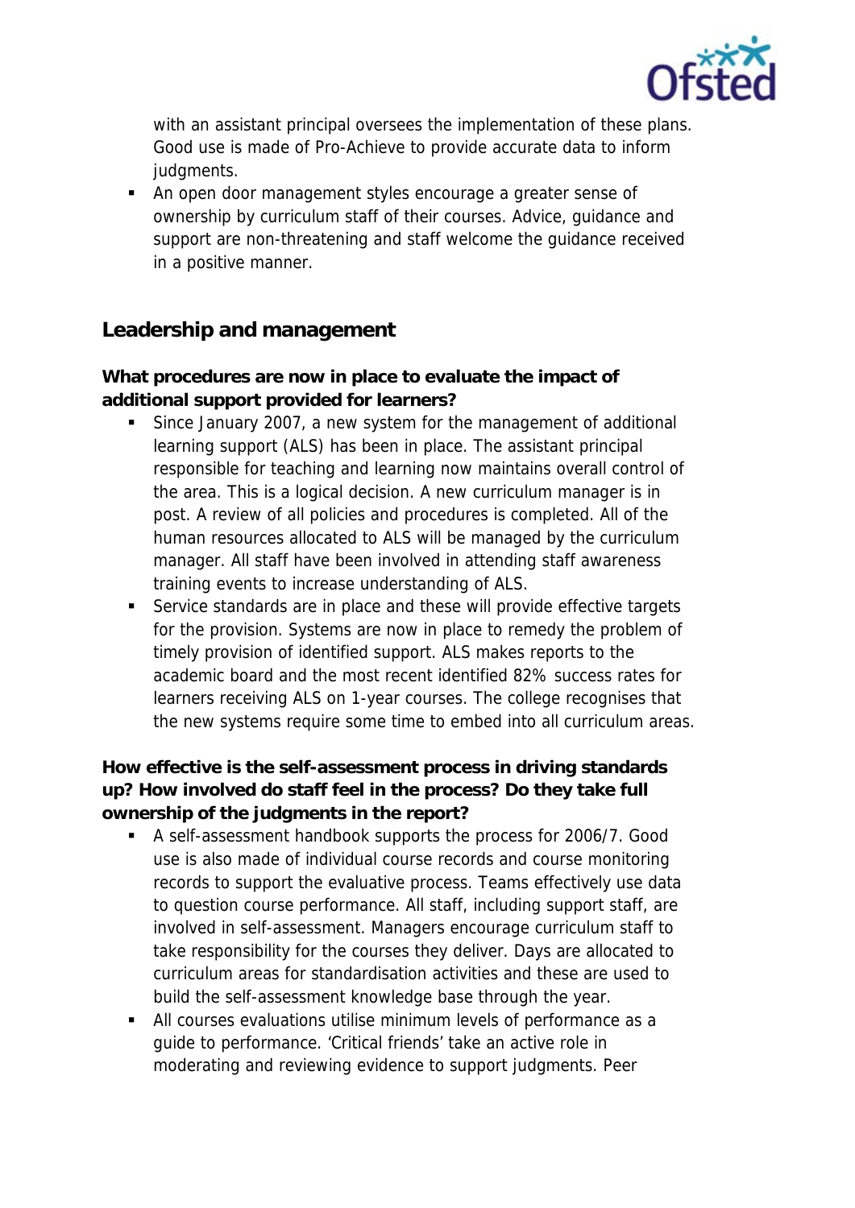with an assistant principal oversees the implementation of these plans. Good use is made of Pro-Achieve to provide accurate data to inform judgments.

- An open door management styles encourage a greater sense of ownership by curriculum staff of their courses. Advice, guidance and support are non-threatening and staff welcome the guidance received in a positive manner.

## Leadership and management

**What procedures are now in place to evaluate the impact of additional support provided for learners?**

- Since January 2007, a new system for the management of additional learning support (ALS) has been in place. The assistant principal responsible for teaching and learning now maintains overall control of the area. This is a logical decision. A new curriculum manager is in post. A review of all policies and procedures is completed. All of the human resources allocated to ALS will be managed by the curriculum manager. All staff have been involved in attending staff awareness training events to increase understanding of ALS.
- Service standards are in place and these will provide effective targets for the provision. Systems are now in place to remedy the problem of timely provision of identified support. ALS makes reports to the academic board and the most recent identified 82% success rates for learners receiving ALS on 1-year courses. The college recognises that the new systems require some time to embed into all curriculum areas.

**How effective is the self-assessment process in driving standards up? How involved do staff feel in the process? Do they take full ownership of the judgments in the report?**

- A self-assessment handbook supports the process for 2006/7. Good use is also made of individual course records and course monitoring records to support the evaluative process. Teams effectively use data to question course performance. All staff, including support staff, are involved in self-assessment. Managers encourage curriculum staff to take responsibility for the courses they deliver. Days are allocated to curriculum areas for standardisation activities and these are used to build the self-assessment knowledge base through the year.
- All courses evaluations utilise minimum levels of performance as a guide to performance. 'Critical friends' take an active role in moderating and reviewing evidence to support judgments. Peer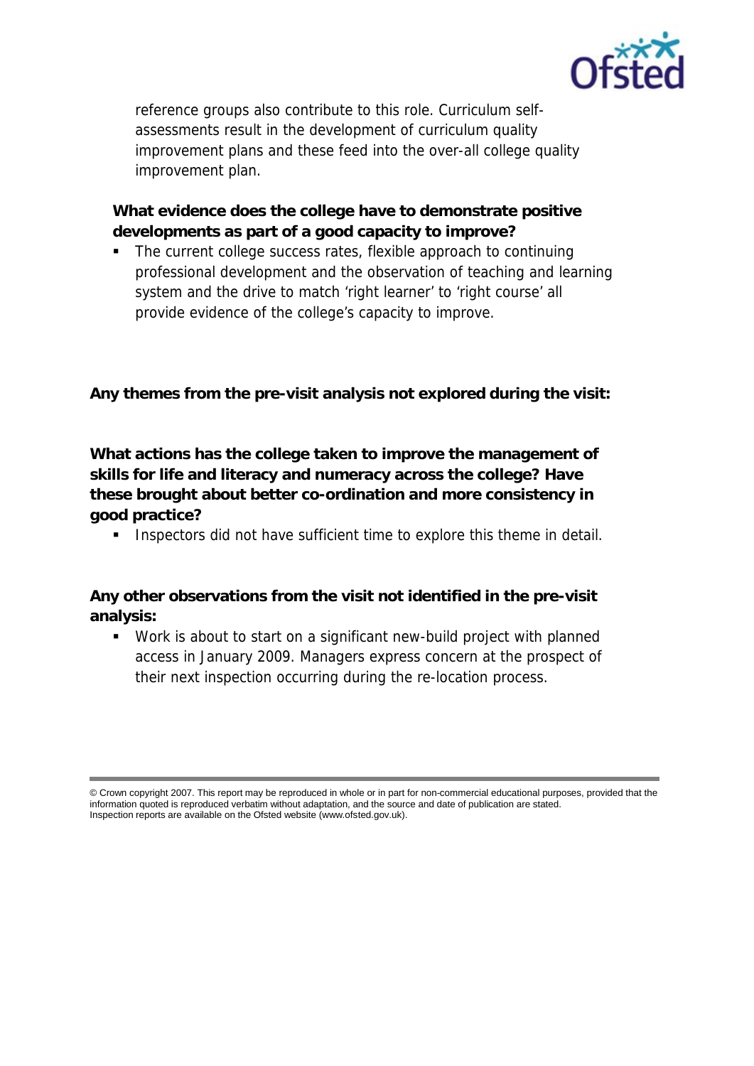reference groups also contribute to this role. Curriculum self-assessments result in the development of curriculum quality improvement plans and these feed into the over-all college quality improvement plan.

**What evidence does the college have to demonstrate positive developments as part of a good capacity to improve?**

- The current college success rates, flexible approach to continuing professional development and the observation of teaching and learning system and the drive to match 'right learner' to 'right course' all provide evidence of the college's capacity to improve.

**Any themes from the pre-visit analysis not explored during the visit:**

**What actions has the college taken to improve the management of skills for life and literacy and numeracy across the college? Have these brought about better co-ordination and more consistency in good practice?**

- Inspectors did not have sufficient time to explore this theme in detail.

**Any other observations from the visit not identified in the pre-visit analysis:**

- Work is about to start on a significant new-build project with planned access in January 2009. Managers express concern at the prospect of their next inspection occurring during the re-location process.

© Crown copyright 2007. This report may be reproduced in whole or in part for non-commercial educational purposes, provided that the information quoted is reproduced verbatim without adaptation, and the source and date of publication are stated.
Inspection reports are available on the Ofsted website (www.ofsted.gov.uk).